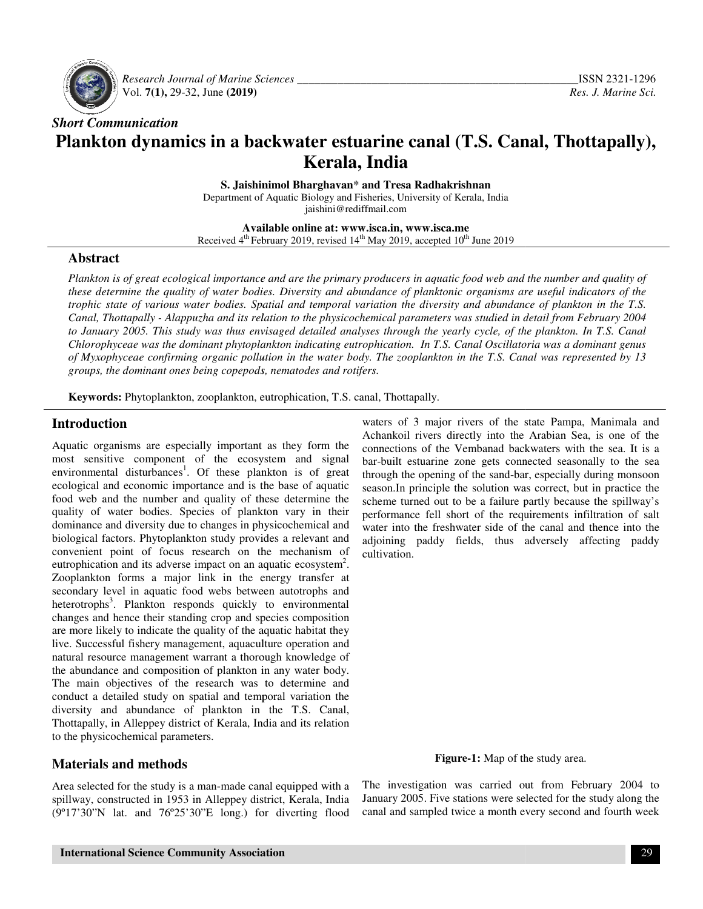*Short Communication*

# Plankton dynamics in a backwater estuarine canal (T.S. Canal, Thottapally), Kerala, India

**S. Jaishinimol Bharghavan\* and Tresa Radhakrishnan**

Department of Aquatic Biology and Fisheries, University of Kerala, India
jaishini@rediffmail.com

**Available online at: www.isca.in, www.isca.me**
Received 4th February 2019, revised 14th May 2019, accepted 10th June 2019

## Abstract

*Plankton is of great ecological importance and are the primary producers in aquatic food web and the number and quality of these determine the quality of water bodies. Diversity and abundance of planktonic organisms are useful indicators of the trophic state of various water bodies. Spatial and temporal variation the diversity and abundance of plankton in the T.S. Canal, Thottapally - Alappuzha and its relation to the physicochemical parameters was studied in detail from February 2004 to January 2005. This study was thus envisaged detailed analyses through the yearly cycle, of the plankton. In T.S. Canal Chlorophyceae was the dominant phytoplankton indicating eutrophication. In T.S. Canal Oscillatoria was a dominant genus of Myxophyceae confirming organic pollution in the water body. The zooplankton in the T.S. Canal was represented by 13 groups, the dominant ones being copepods, nematodes and rotifers.*

**Keywords:** Phytoplankton, zooplankton, eutrophication, T.S. canal, Thottapally.

## Introduction

Aquatic organisms are especially important as they form the most sensitive component of the ecosystem and signal environmental disturbances[1]. Of these plankton is of great ecological and economic importance and is the base of aquatic food web and the number and quality of these determine the quality of water bodies. Species of plankton vary in their dominance and diversity due to changes in physicochemical and biological factors. Phytoplankton study provides a relevant and convenient point of focus research on the mechanism of eutrophication and its adverse impact on an aquatic ecosystem[2]. Zooplankton forms a major link in the energy transfer at secondary level in aquatic food webs between autotrophs and heterotrophs[3]. Plankton responds quickly to environmental changes and hence their standing crop and species composition are more likely to indicate the quality of the aquatic habitat they live. Successful fishery management, aquaculture operation and natural resource management warrant a thorough knowledge of the abundance and composition of plankton in any water body. The main objectives of the research was to determine and conduct a detailed study on spatial and temporal variation the diversity and abundance of plankton in the T.S. Canal, Thottapally, in Alleppey district of Kerala, India and its relation to the physicochemical parameters.

## Materials and methods

Area selected for the study is a man-made canal equipped with a spillway, constructed in 1953 in Alleppey district, Kerala, India (9º17'30"N lat. and 76º25'30"E long.) for diverting flood waters of 3 major rivers of the state Pampa, Manimala and Achankoil rivers directly into the Arabian Sea, is one of the connections of the Vembanad backwaters with the sea. It is a bar-built estuarine zone gets connected seasonally to the sea through the opening of the sand-bar, especially during monsoon season.In principle the solution was correct, but in practice the scheme turned out to be a failure partly because the spillway's performance fell short of the requirements infiltration of salt water into the freshwater side of the canal and thence into the adjoining paddy fields, thus adversely affecting paddy cultivation.

**Figure-1:** Map of the study area.

The investigation was carried out from February 2004 to January 2005. Five stations were selected for the study along the canal and sampled twice a month every second and fourth week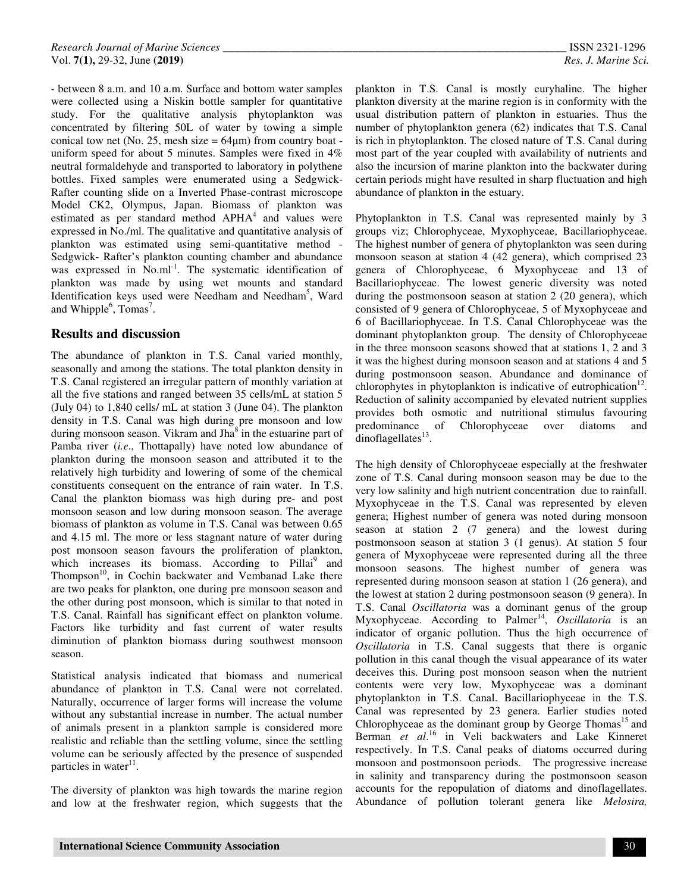- between 8 a.m. and 10 a.m. Surface and bottom water samples were collected using a Niskin bottle sampler for quantitative study. For the qualitative analysis phytoplankton was concentrated by filtering 50L of water by towing a simple conical tow net (No. 25, mesh size = 64μm) from country boat - uniform speed for about 5 minutes. Samples were fixed in 4% neutral formaldehyde and transported to laboratory in polythene bottles. Fixed samples were enumerated using a Sedgwick-Rafter counting slide on a Inverted Phase-contrast microscope Model CK2, Olympus, Japan. Biomass of plankton was estimated as per standard method APHA[4] and values were expressed in No./ml. The qualitative and quantitative analysis of plankton was estimated using semi-quantitative method - Sedgwick- Rafter's plankton counting chamber and abundance was expressed in No.ml$^{-1}$. The systematic identification of plankton was made by using wet mounts and standard Identification keys used were Needham and Needham[5], Ward and Whipple[6], Tomas[7].

## Results and discussion

The abundance of plankton in T.S. Canal varied monthly, seasonally and among the stations. The total plankton density in T.S. Canal registered an irregular pattern of monthly variation at all the five stations and ranged between 35 cells/mL at station 5 (July 04) to 1,840 cells/ mL at station 3 (June 04). The plankton density in T.S. Canal was high during pre monsoon and low during monsoon season. Vikram and Jha[8] in the estuarine part of Pamba river (*i.e*., Thottapally) have noted low abundance of plankton during the monsoon season and attributed it to the relatively high turbidity and lowering of some of the chemical constituents consequent on the entrance of rain water. In T.S. Canal the plankton biomass was high during pre- and post monsoon season and low during monsoon season. The average biomass of plankton as volume in T.S. Canal was between 0.65 and 4.15 ml. The more or less stagnant nature of water during post monsoon season favours the proliferation of plankton, which increases its biomass. According to Pillai[9] and Thompson[10], in Cochin backwater and Vembanad Lake there are two peaks for plankton, one during pre monsoon season and the other during post monsoon, which is similar to that noted in T.S. Canal. Rainfall has significant effect on plankton volume. Factors like turbidity and fast current of water results diminution of plankton biomass during southwest monsoon season.

Statistical analysis indicated that biomass and numerical abundance of plankton in T.S. Canal were not correlated. Naturally, occurrence of larger forms will increase the volume without any substantial increase in number. The actual number of animals present in a plankton sample is considered more realistic and reliable than the settling volume, since the settling volume can be seriously affected by the presence of suspended particles in water[11].

The diversity of plankton was high towards the marine region and low at the freshwater region, which suggests that the plankton in T.S. Canal is mostly euryhaline. The higher plankton diversity at the marine region is in conformity with the usual distribution pattern of plankton in estuaries. Thus the number of phytoplankton genera (62) indicates that T.S. Canal is rich in phytoplankton. The closed nature of T.S. Canal during most part of the year coupled with availability of nutrients and also the incursion of marine plankton into the backwater during certain periods might have resulted in sharp fluctuation and high abundance of plankton in the estuary.

Phytoplankton in T.S. Canal was represented mainly by 3 groups viz; Chlorophyceae, Myxophyceae, Bacillariophyceae. The highest number of genera of phytoplankton was seen during monsoon season at station 4 (42 genera), which comprised 23 genera of Chlorophyceae, 6 Myxophyceae and 13 of Bacillariophyceae. The lowest generic diversity was noted during the postmonsoon season at station 2 (20 genera), which consisted of 9 genera of Chlorophyceae, 5 of Myxophyceae and 6 of Bacillariophyceae. In T.S. Canal Chlorophyceae was the dominant phytoplankton group. The density of Chlorophyceae in the three monsoon seasons showed that at stations 1, 2 and 3 it was the highest during monsoon season and at stations 4 and 5 during postmonsoon season. Abundance and dominance of chlorophytes in phytoplankton is indicative of eutrophication[12]. Reduction of salinity accompanied by elevated nutrient supplies provides both osmotic and nutritional stimulus favouring predominance of Chlorophyceae over diatoms and dinoflagellates[13].

The high density of Chlorophyceae especially at the freshwater zone of T.S. Canal during monsoon season may be due to the very low salinity and high nutrient concentration due to rainfall. Myxophyceae in the T.S. Canal was represented by eleven genera; Highest number of genera was noted during monsoon season at station 2 (7 genera) and the lowest during postmonsoon season at station 3 (1 genus). At station 5 four genera of Myxophyceae were represented during all the three monsoon seasons. The highest number of genera was represented during monsoon season at station 1 (26 genera), and the lowest at station 2 during postmonsoon season (9 genera). In T.S. Canal *Oscillatoria* was a dominant genus of the group Myxophyceae. According to Palmer[14], *Oscillatoria* is an indicator of organic pollution. Thus the high occurrence of *Oscillatoria* in T.S. Canal suggests that there is organic pollution in this canal though the visual appearance of its water deceives this. During post monsoon season when the nutrient contents were very low, Myxophyceae was a dominant phytoplankton in T.S. Canal. Bacillariophyceae in the T.S. Canal was represented by 23 genera. Earlier studies noted Chlorophyceae as the dominant group by George Thomas[15] and Berman *et al*.[16] in Veli backwaters and Lake Kinneret respectively. In T.S. Canal peaks of diatoms occurred during monsoon and postmonsoon periods. The progressive increase in salinity and transparency during the postmonsoon season accounts for the repopulation of diatoms and dinoflagellates. Abundance of pollution tolerant genera like *Melosira,*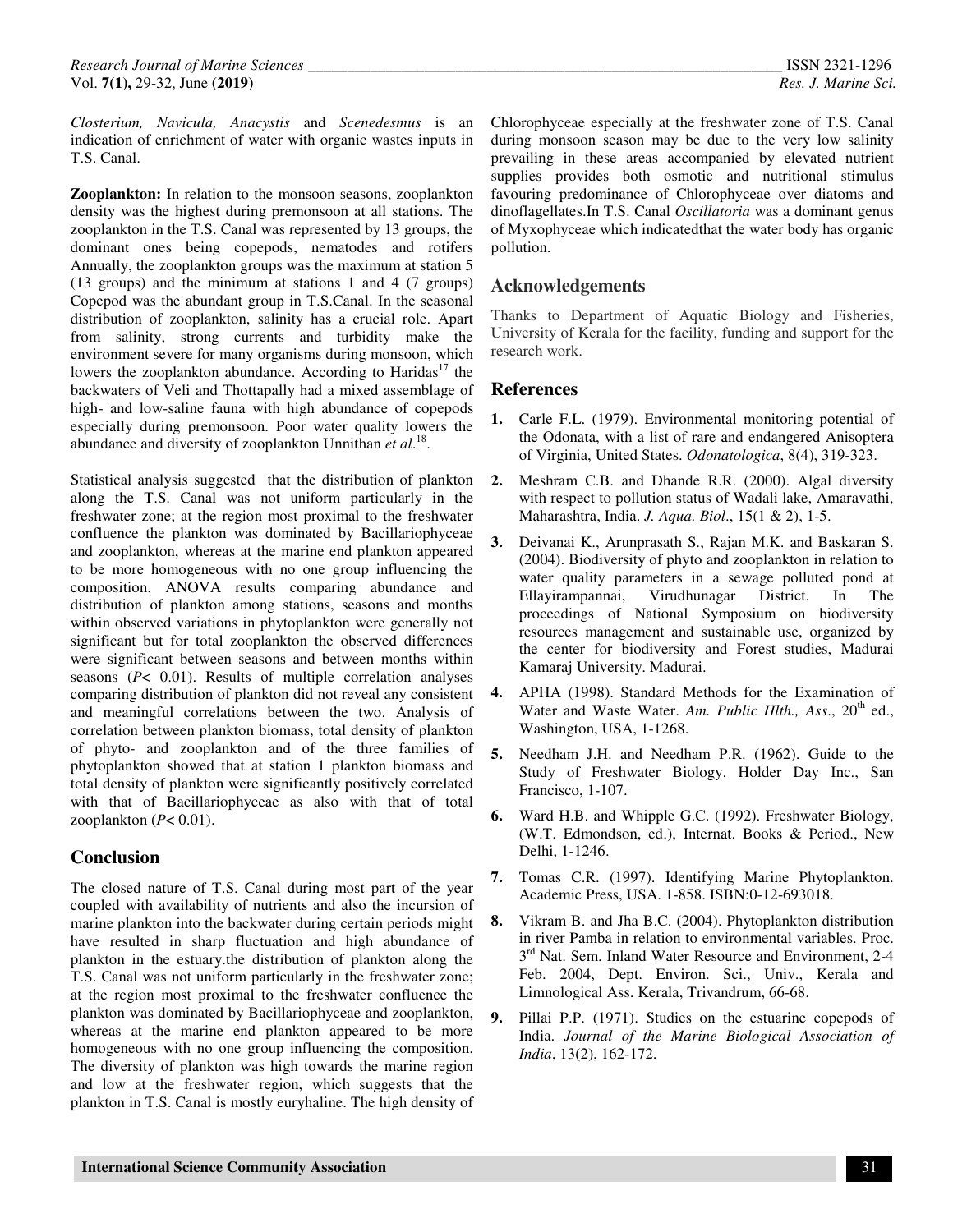*Closterium, Navicula, Anacystis* and *Scenedesmus* is an indication of enrichment of water with organic wastes inputs in T.S. Canal.

**Zooplankton:** In relation to the monsoon seasons, zooplankton density was the highest during premonsoon at all stations. The zooplankton in the T.S. Canal was represented by 13 groups, the dominant ones being copepods, nematodes and rotifers Annually, the zooplankton groups was the maximum at station 5 (13 groups) and the minimum at stations 1 and 4 (7 groups) Copepod was the abundant group in T.S.Canal. In the seasonal distribution of zooplankton, salinity has a crucial role. Apart from salinity, strong currents and turbidity make the environment severe for many organisms during monsoon, which lowers the zooplankton abundance. According to Haridas[17] the backwaters of Veli and Thottapally had a mixed assemblage of high- and low-saline fauna with high abundance of copepods especially during premonsoon. Poor water quality lowers the abundance and diversity of zooplankton Unnithan *et al*.[18].

Statistical analysis suggested that the distribution of plankton along the T.S. Canal was not uniform particularly in the freshwater zone; at the region most proximal to the freshwater confluence the plankton was dominated by Bacillariophyceae and zooplankton, whereas at the marine end plankton appeared to be more homogeneous with no one group influencing the composition. ANOVA results comparing abundance and distribution of plankton among stations, seasons and months within observed variations in phytoplankton were generally not significant but for total zooplankton the observed differences were significant between seasons and between months within seasons ($P< 0.01$). Results of multiple correlation analyses comparing distribution of plankton did not reveal any consistent and meaningful correlations between the two. Analysis of correlation between plankton biomass, total density of plankton of phyto- and zooplankton and of the three families of phytoplankton showed that at station 1 plankton biomass and total density of plankton were significantly positively correlated with that of Bacillariophyceae as also with that of total zooplankton ($P< 0.01$).

## Conclusion

The closed nature of T.S. Canal during most part of the year coupled with availability of nutrients and also the incursion of marine plankton into the backwater during certain periods might have resulted in sharp fluctuation and high abundance of plankton in the estuary.the distribution of plankton along the T.S. Canal was not uniform particularly in the freshwater zone; at the region most proximal to the freshwater confluence the plankton was dominated by Bacillariophyceae and zooplankton, whereas at the marine end plankton appeared to be more homogeneous with no one group influencing the composition. The diversity of plankton was high towards the marine region and low at the freshwater region, which suggests that the plankton in T.S. Canal is mostly euryhaline. The high density of Chlorophyceae especially at the freshwater zone of T.S. Canal during monsoon season may be due to the very low salinity prevailing in these areas accompanied by elevated nutrient supplies provides both osmotic and nutritional stimulus favouring predominance of Chlorophyceae over diatoms and dinoflagellates.In T.S. Canal *Oscillatoria* was a dominant genus of Myxophyceae which indicatedthat the water body has organic pollution.

## Acknowledgements

Thanks to Department of Aquatic Biology and Fisheries, University of Kerala for the facility, funding and support for the research work.

## References

1. Carle F.L. (1979). Environmental monitoring potential of the Odonata, with a list of rare and endangered Anisoptera of Virginia, United States. *Odonatologica*, 8(4), 319-323.
2. Meshram C.B. and Dhande R.R. (2000). Algal diversity with respect to pollution status of Wadali lake, Amaravathi, Maharashtra, India. *J. Aqua. Biol*., 15(1 & 2), 1-5.
3. Deivanai K., Arunprasath S., Rajan M.K. and Baskaran S. (2004). Biodiversity of phyto and zooplankton in relation to water quality parameters in a sewage polluted pond at Ellayirampannai, Virudhunagar District. In The proceedings of National Symposium on biodiversity resources management and sustainable use, organized by the center for biodiversity and Forest studies, Madurai Kamaraj University. Madurai.
4. APHA (1998). Standard Methods for the Examination of Water and Waste Water. *Am. Public Hlth., Ass*., 20th ed., Washington, USA, 1-1268.
5. Needham J.H. and Needham P.R. (1962). Guide to the Study of Freshwater Biology. Holder Day Inc., San Francisco, 1-107.
6. Ward H.B. and Whipple G.C. (1992). Freshwater Biology, (W.T. Edmondson, ed.), Internat. Books & Period., New Delhi, 1-1246.
7. Tomas C.R. (1997). Identifying Marine Phytoplankton. Academic Press, USA. 1-858. ISBN:0-12-693018.
8. Vikram B. and Jha B.C. (2004). Phytoplankton distribution in river Pamba in relation to environmental variables. Proc. 3rd Nat. Sem. Inland Water Resource and Environment, 2-4 Feb. 2004, Dept. Environ. Sci., Univ., Kerala and Limnological Ass. Kerala, Trivandrum, 66-68.
9. Pillai P.P. (1971). Studies on the estuarine copepods of India. *Journal of the Marine Biological Association of India*, 13(2), 162-172.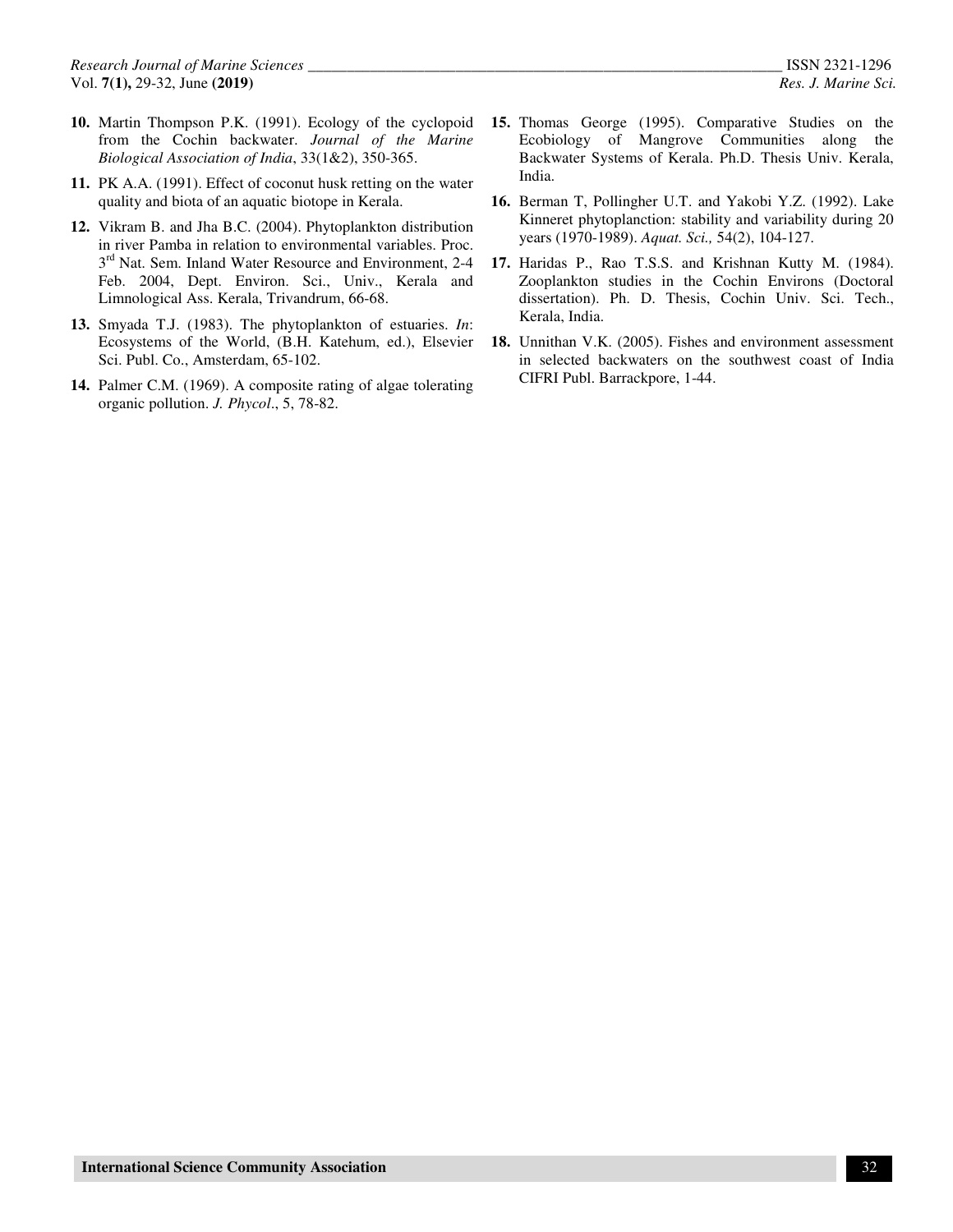10. Martin Thompson P.K. (1991). Ecology of the cyclopoid from the Cochin backwater. *Journal of the Marine Biological Association of India*, 33(1&2), 350-365.

11. PK A.A. (1991). Effect of coconut husk retting on the water quality and biota of an aquatic biotope in Kerala.

12. Vikram B. and Jha B.C. (2004). Phytoplankton distribution in river Pamba in relation to environmental variables. Proc. 3rd Nat. Sem. Inland Water Resource and Environment, 2-4 Feb. 2004, Dept. Environ. Sci., Univ., Kerala and Limnological Ass. Kerala, Trivandrum, 66-68.

13. Smyada T.J. (1983). The phytoplankton of estuaries. *In*: Ecosystems of the World, (B.H. Katehum, ed.), Elsevier Sci. Publ. Co., Amsterdam, 65-102.

14. Palmer C.M. (1969). A composite rating of algae tolerating organic pollution. *J. Phycol*., 5, 78-82.

15. Thomas George (1995). Comparative Studies on the Ecobiology of Mangrove Communities along the Backwater Systems of Kerala. Ph.D. Thesis Univ. Kerala, India.

16. Berman T, Pollingher U.T. and Yakobi Y.Z. (1992). Lake Kinneret phytoplanction: stability and variability during 20 years (1970-1989). *Aquat. Sci.,* 54(2), 104-127.

17. Haridas P., Rao T.S.S. and Krishnan Kutty M. (1984). Zooplankton studies in the Cochin Environs (Doctoral dissertation). Ph. D. Thesis, Cochin Univ. Sci. Tech., Kerala, India.

18. Unnithan V.K. (2005). Fishes and environment assessment in selected backwaters on the southwest coast of India CIFRI Publ. Barrackpore, 1-44.